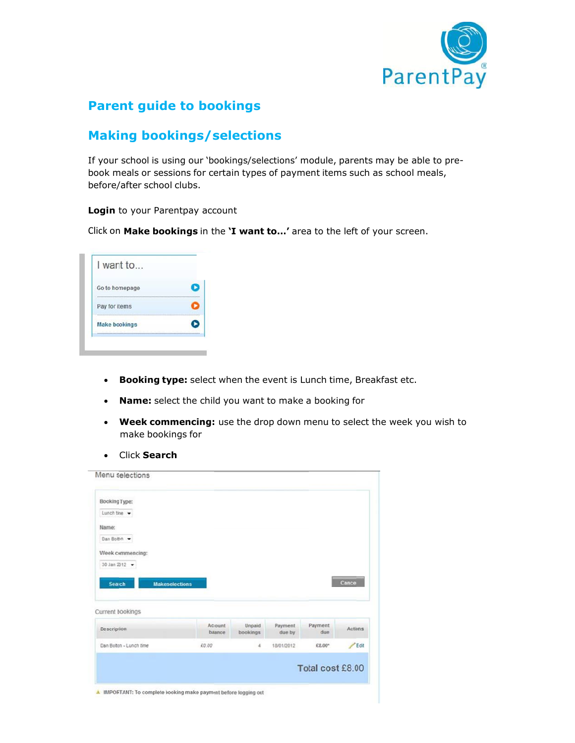# Parent guide to bookings

## Making bookings/selections

If your school is using our 'bookings/selections' module, parents may be able to pre-book meals or sessions for certain types of payment items such as school meals, before/after school clubs.

**Login** to your Parentpay account

Click on **Make bookings** in the **'I want to…'** area to the left of your screen.

- **Booking type:** select when the event is Lunch time, Breakfast etc.
- **Name:** select the child you want to make a booking for
- **Week commencing:** use the drop down menu to select the week you wish to make bookings for
- Click **Search**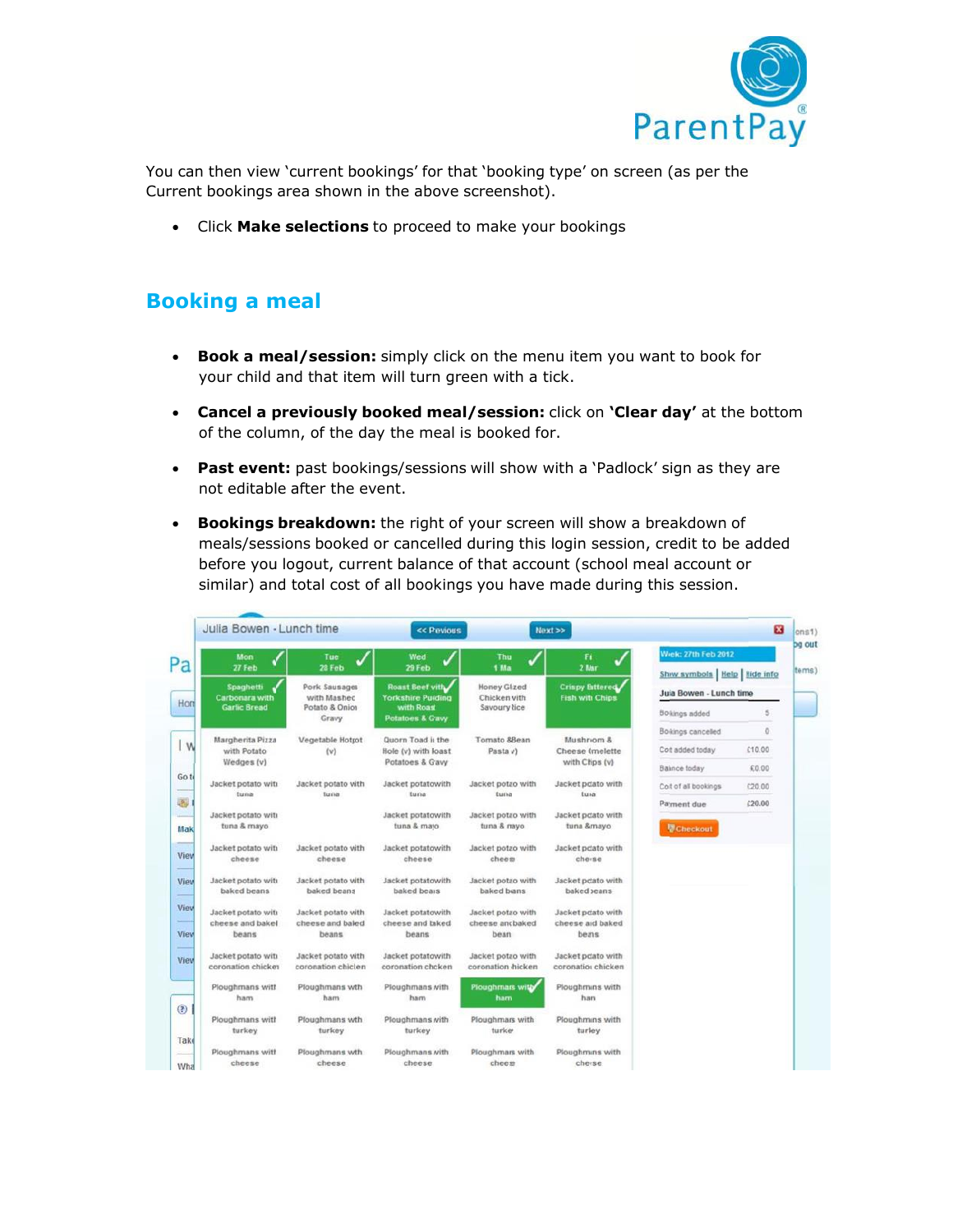You can then view 'current bookings' for that 'booking type' on screen (as per the Current bookings area shown in the above screenshot).

- Click **Make selections** to proceed to make your bookings

## Booking a meal

- **Book a meal/session:** simply click on the menu item you want to book for your child and that item will turn green with a tick.
- **Cancel a previously booked meal/session:** click on **'Clear day'** at the bottom of the column, of the day the meal is booked for.
- **Past event:** past bookings/sessions will show with a 'Padlock' sign as they are not editable after the event.
- **Bookings breakdown:** the right of your screen will show a breakdown of meals/sessions booked or cancelled during this login session, credit to be added before you logout, current balance of that account (school meal account or similar) and total cost of all bookings you have made during this session.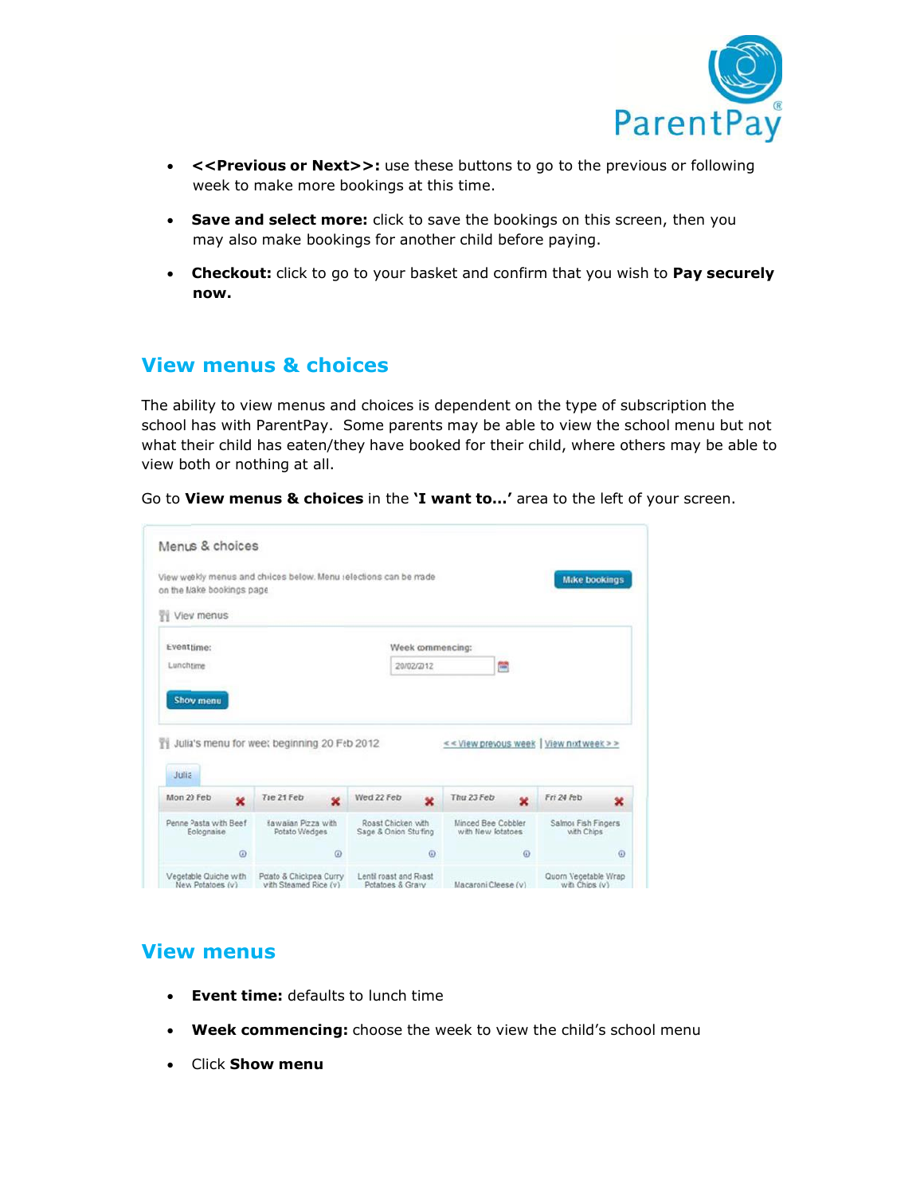- **<<Previous or Next>>:** use these buttons to go to the previous or following week to make more bookings at this time.
- **Save and select more:** click to save the bookings on this screen, then you may also make bookings for another child before paying.
- **Checkout:** click to go to your basket and confirm that you wish to **Pay securely now.**

## View menus & choices

The ability to view menus and choices is dependent on the type of subscription the school has with ParentPay. Some parents may be able to view the school menu but not what their child has eaten/they have booked for their child, where others may be able to view both or nothing at all.

Go to **View menus & choices** in the **'I want to…'** area to the left of your screen.

## View menus

- **Event time:** defaults to lunch time
- **Week commencing:** choose the week to view the child's school menu
- Click **Show menu**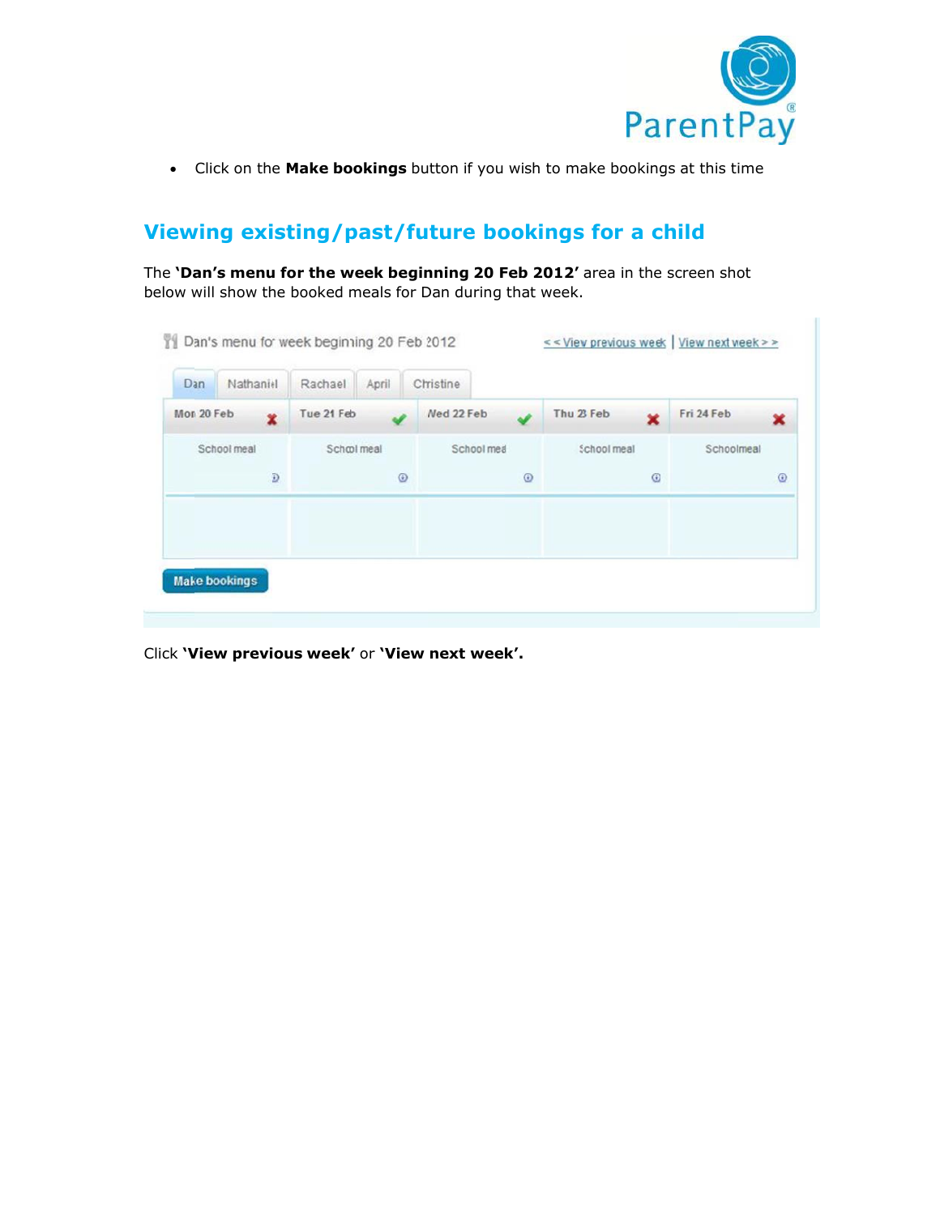- Click on the **Make bookings** button if you wish to make bookings at this time

## Viewing existing/past/future bookings for a child

The **'Dan's menu for the week beginning 20 Feb 2012'** area in the screen shot below will show the booked meals for Dan during that week.

Dan's menu for week beginning 20 Feb 2012

<< View previous week | View next week >>

Dan | Nathaniel | Rachael | April | Christine

| Mon 20 Feb ✖ | Tue 21 Feb ✔ | Wed 22 Feb ✔ | Thu 23 Feb ✖ | Fri 24 Feb ✖ |
| --- | --- | --- | --- | --- |
| School meal | School meal | School meal | School meal | School meal |

Make bookings

Click **'View previous week'** or **'View next week'.**